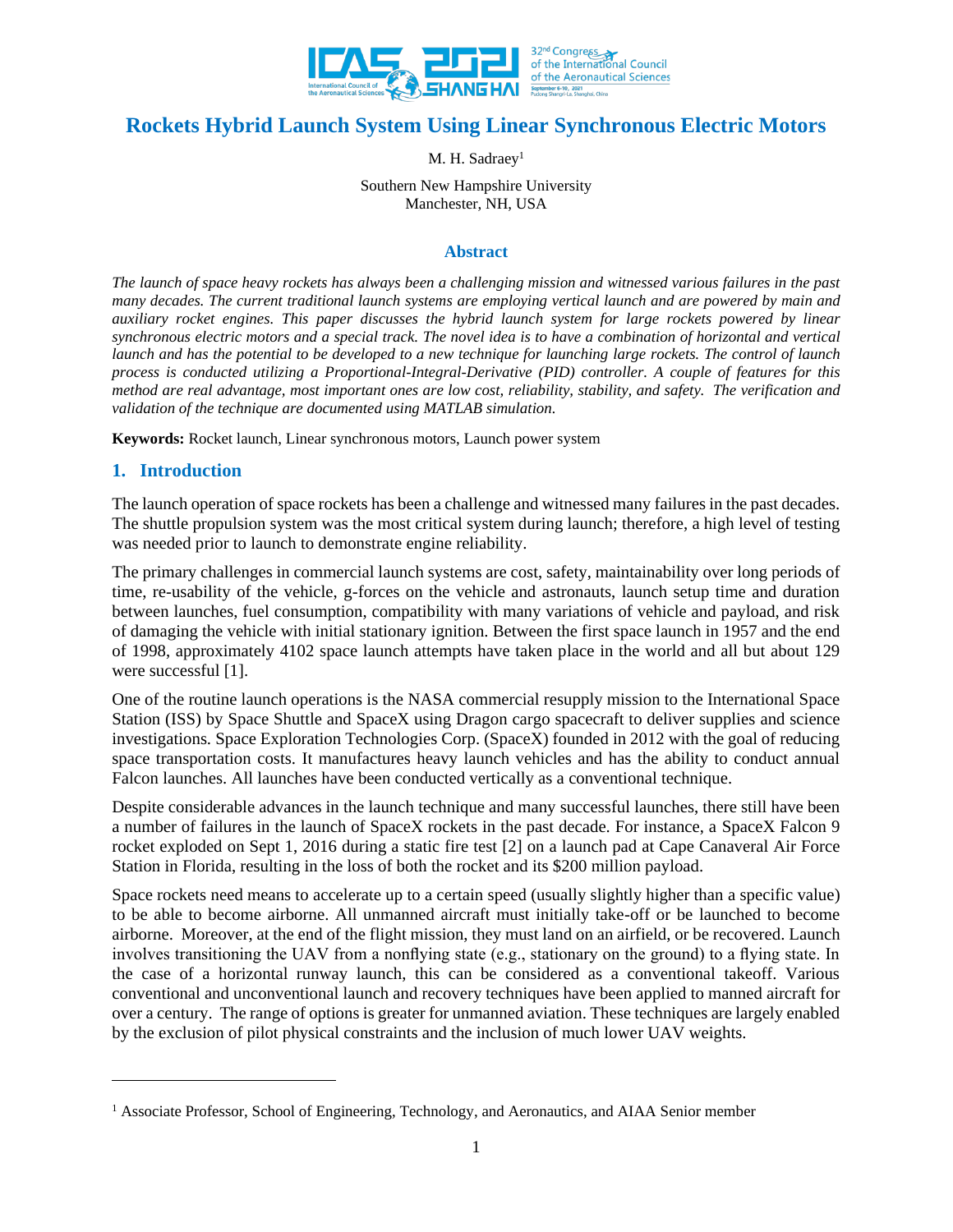# Rockets Hybrid Launch System Using Linear Synchronous Electric Motors

M. H. Sadraey[1]

Southern New Hampshire University
Manchester, NH, USA

## Abstract

*The launch of space heavy rockets has always been a challenging mission and witnessed various failures in the past many decades. The current traditional launch systems are employing vertical launch and are powered by main and auxiliary rocket engines. This paper discusses the hybrid launch system for large rockets powered by linear synchronous electric motors and a special track. The novel idea is to have a combination of horizontal and vertical launch and has the potential to be developed to a new technique for launching large rockets. The control of launch process is conducted utilizing a Proportional-Integral-Derivative (PID) controller. A couple of features for this method are real advantage, most important ones are low cost, reliability, stability, and safety. The verification and validation of the technique are documented using MATLAB simulation.*

**Keywords:** Rocket launch, Linear synchronous motors, Launch power system

## 1. Introduction

The launch operation of space rockets has been a challenge and witnessed many failures in the past decades. The shuttle propulsion system was the most critical system during launch; therefore, a high level of testing was needed prior to launch to demonstrate engine reliability.

The primary challenges in commercial launch systems are cost, safety, maintainability over long periods of time, re-usability of the vehicle, g-forces on the vehicle and astronauts, launch setup time and duration between launches, fuel consumption, compatibility with many variations of vehicle and payload, and risk of damaging the vehicle with initial stationary ignition. Between the first space launch in 1957 and the end of 1998, approximately 4102 space launch attempts have taken place in the world and all but about 129 were successful [1].

One of the routine launch operations is the NASA commercial resupply mission to the International Space Station (ISS) by Space Shuttle and SpaceX using Dragon cargo spacecraft to deliver supplies and science investigations. Space Exploration Technologies Corp. (SpaceX) founded in 2012 with the goal of reducing space transportation costs. It manufactures heavy launch vehicles and has the ability to conduct annual Falcon launches. All launches have been conducted vertically as a conventional technique.

Despite considerable advances in the launch technique and many successful launches, there still have been a number of failures in the launch of SpaceX rockets in the past decade. For instance, a SpaceX Falcon 9 rocket exploded on Sept 1, 2016 during a static fire test [2] on a launch pad at Cape Canaveral Air Force Station in Florida, resulting in the loss of both the rocket and its $200 million payload.

Space rockets need means to accelerate up to a certain speed (usually slightly higher than a specific value) to be able to become airborne. All unmanned aircraft must initially take-off or be launched to become airborne. Moreover, at the end of the flight mission, they must land on an airfield, or be recovered. Launch involves transitioning the UAV from a nonflying state (e.g., stationary on the ground) to a flying state. In the case of a horizontal runway launch, this can be considered as a conventional takeoff. Various conventional and unconventional launch and recovery techniques have been applied to manned aircraft for over a century. The range of options is greater for unmanned aviation. These techniques are largely enabled by the exclusion of pilot physical constraints and the inclusion of much lower UAV weights.

---

[1] Associate Professor, School of Engineering, Technology, and Aeronautics, and AIAA Senior member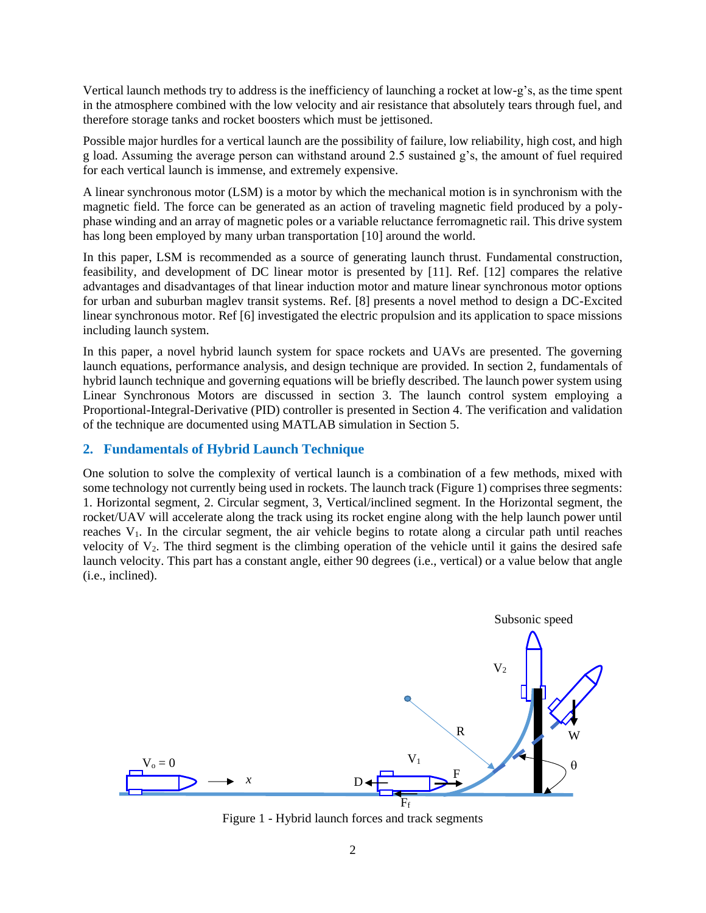Vertical launch methods try to address is the inefficiency of launching a rocket at low-g's, as the time spent in the atmosphere combined with the low velocity and air resistance that absolutely tears through fuel, and therefore storage tanks and rocket boosters which must be jettisoned.

Possible major hurdles for a vertical launch are the possibility of failure, low reliability, high cost, and high g load. Assuming the average person can withstand around 2.5 sustained g's, the amount of fuel required for each vertical launch is immense, and extremely expensive.

A linear synchronous motor (LSM) is a motor by which the mechanical motion is in synchronism with the magnetic field. The force can be generated as an action of traveling magnetic field produced by a poly-phase winding and an array of magnetic poles or a variable reluctance ferromagnetic rail. This drive system has long been employed by many urban transportation [10] around the world.

In this paper, LSM is recommended as a source of generating launch thrust. Fundamental construction, feasibility, and development of DC linear motor is presented by [11]. Ref. [12] compares the relative advantages and disadvantages of that linear induction motor and mature linear synchronous motor options for urban and suburban maglev transit systems. Ref. [8] presents a novel method to design a DC-Excited linear synchronous motor. Ref [6] investigated the electric propulsion and its application to space missions including launch system.

In this paper, a novel hybrid launch system for space rockets and UAVs are presented. The governing launch equations, performance analysis, and design technique are provided. In section 2, fundamentals of hybrid launch technique and governing equations will be briefly described. The launch power system using Linear Synchronous Motors are discussed in section 3. The launch control system employing a Proportional-Integral-Derivative (PID) controller is presented in Section 4. The verification and validation of the technique are documented using MATLAB simulation in Section 5.

## 2. Fundamentals of Hybrid Launch Technique

One solution to solve the complexity of vertical launch is a combination of a few methods, mixed with some technology not currently being used in rockets. The launch track (Figure 1) comprises three segments: 1. Horizontal segment, 2. Circular segment, 3, Vertical/inclined segment. In the Horizontal segment, the rocket/UAV will accelerate along the track using its rocket engine along with the help launch power until reaches $V_1$. In the circular segment, the air vehicle begins to rotate along a circular path until reaches velocity of $V_2$. The third segment is the climbing operation of the vehicle until it gains the desired safe launch velocity. This part has a constant angle, either 90 degrees (i.e., vertical) or a value below that angle (i.e., inclined).

Figure 1 - Hybrid launch forces and track segments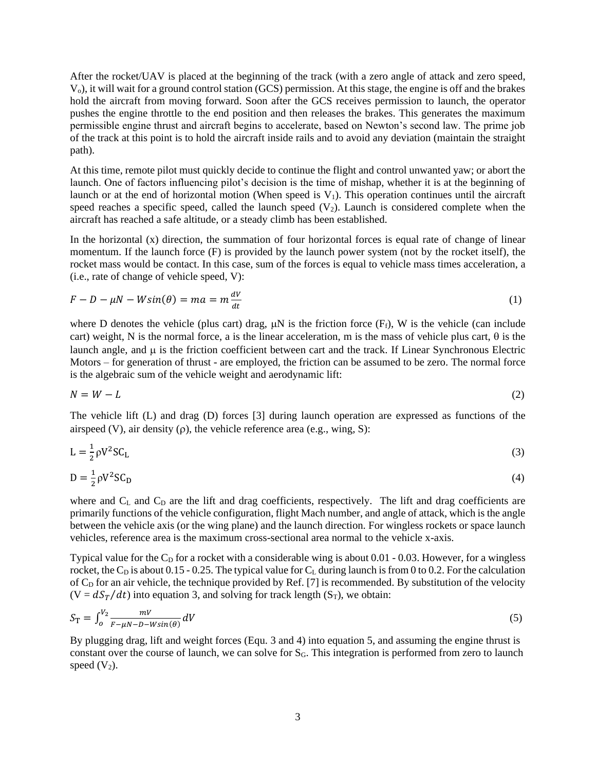After the rocket/UAV is placed at the beginning of the track (with a zero angle of attack and zero speed, $V_o$), it will wait for a ground control station (GCS) permission. At this stage, the engine is off and the brakes hold the aircraft from moving forward. Soon after the GCS receives permission to launch, the operator pushes the engine throttle to the end position and then releases the brakes. This generates the maximum permissible engine thrust and aircraft begins to accelerate, based on Newton's second law. The prime job of the track at this point is to hold the aircraft inside rails and to avoid any deviation (maintain the straight path).

At this time, remote pilot must quickly decide to continue the flight and control unwanted yaw; or abort the launch. One of factors influencing pilot's decision is the time of mishap, whether it is at the beginning of launch or at the end of horizontal motion (When speed is $V_1$). This operation continues until the aircraft speed reaches a specific speed, called the launch speed ($V_2$). Launch is considered complete when the aircraft has reached a safe altitude, or a steady climb has been established.

In the horizontal (x) direction, the summation of four horizontal forces is equal rate of change of linear momentum. If the launch force (F) is provided by the launch power system (not by the rocket itself), the rocket mass would be contact. In this case, sum of the forces is equal to vehicle mass times acceleration, a (i.e., rate of change of vehicle speed, V):

$$F - D - \mu N - W\sin(\theta) = ma = m\frac{dV}{dt} \tag{1}$$

where D denotes the vehicle (plus cart) drag, $\mu N$ is the friction force ($F_f$), W is the vehicle (can include cart) weight, N is the normal force, a is the linear acceleration, m is the mass of vehicle plus cart, $\theta$ is the launch angle, and $\mu$ is the friction coefficient between cart and the track. If Linear Synchronous Electric Motors – for generation of thrust - are employed, the friction can be assumed to be zero. The normal force is the algebraic sum of the vehicle weight and aerodynamic lift:

$$N = W - L \tag{2}$$

The vehicle lift (L) and drag (D) forces [3] during launch operation are expressed as functions of the airspeed (V), air density ($\rho$), the vehicle reference area (e.g., wing, S):

$$L = \frac{1}{2}\rho V^2 S C_L \tag{3}$$

$$D = \frac{1}{2}\rho V^2 S C_D \tag{4}$$

where and $C_L$ and $C_D$ are the lift and drag coefficients, respectively. The lift and drag coefficients are primarily functions of the vehicle configuration, flight Mach number, and angle of attack, which is the angle between the vehicle axis (or the wing plane) and the launch direction. For wingless rockets or space launch vehicles, reference area is the maximum cross-sectional area normal to the vehicle x-axis.

Typical value for the $C_D$ for a rocket with a considerable wing is about 0.01 - 0.03. However, for a wingless rocket, the $C_D$ is about 0.15 - 0.25. The typical value for $C_L$ during launch is from 0 to 0.2. For the calculation of $C_D$ for an air vehicle, the technique provided by Ref. [7] is recommended. By substitution of the velocity ($V = dS_T/dt$) into equation 3, and solving for track length ($S_T$), we obtain:

$$S_T = \int_o^{V_2} \frac{mV}{F - \mu N - D - W\sin(\theta)} dV \tag{5}$$

By plugging drag, lift and weight forces (Equ. 3 and 4) into equation 5, and assuming the engine thrust is constant over the course of launch, we can solve for $S_G$. This integration is performed from zero to launch speed ($V_2$).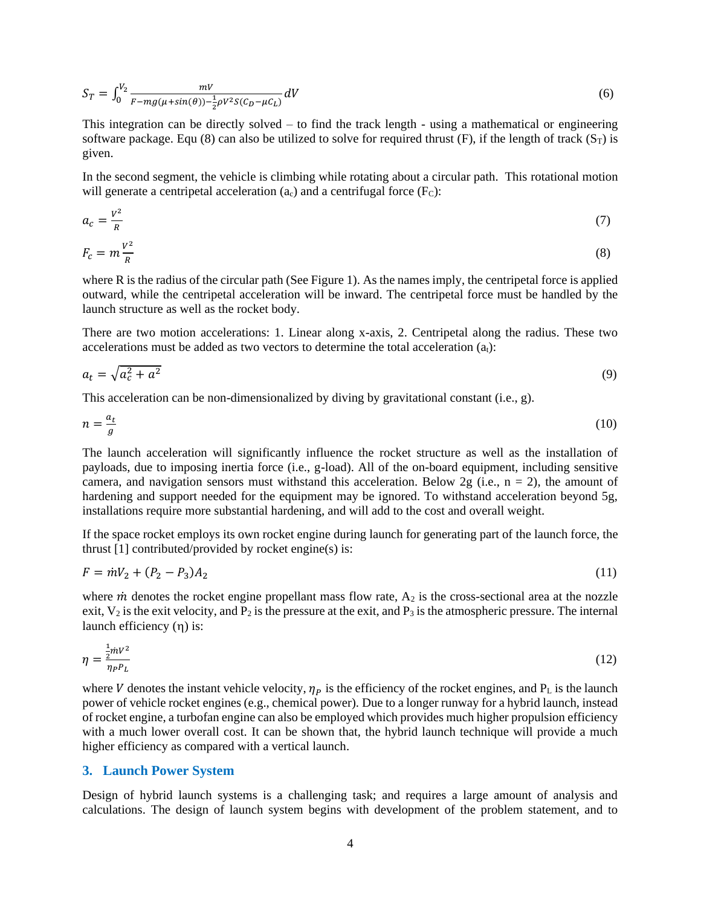$$S_T = \int_0^{V_2} \frac{mV}{F - mg(\mu + sin(\theta)) - \frac{1}{2}\rho V^2 S(C_D - \mu C_L)} dV \tag{6}$$

This integration can be directly solved – to find the track length - using a mathematical or engineering software package. Equ (8) can also be utilized to solve for required thrust (F), if the length of track ($S_T$) is given.

In the second segment, the vehicle is climbing while rotating about a circular path. This rotational motion will generate a centripetal acceleration ($a_c$) and a centrifugal force ($F_C$):

$$a_c = \frac{V^2}{R} \tag{7}$$

$$F_c = m\frac{V^2}{R} \tag{8}$$

where R is the radius of the circular path (See Figure 1). As the names imply, the centripetal force is applied outward, while the centripetal acceleration will be inward. The centripetal force must be handled by the launch structure as well as the rocket body.

There are two motion accelerations: 1. Linear along x-axis, 2. Centripetal along the radius. These two accelerations must be added as two vectors to determine the total acceleration ($a_t$):

$$a_t = \sqrt{a_c^2 + a^2} \tag{9}$$

This acceleration can be non-dimensionalized by diving by gravitational constant (i.e., g).

$$n = \frac{a_t}{g} \tag{10}$$

The launch acceleration will significantly influence the rocket structure as well as the installation of payloads, due to imposing inertia force (i.e., g-load). All of the on-board equipment, including sensitive camera, and navigation sensors must withstand this acceleration. Below 2g (i.e., n = 2), the amount of hardening and support needed for the equipment may be ignored. To withstand acceleration beyond 5g, installations require more substantial hardening, and will add to the cost and overall weight.

If the space rocket employs its own rocket engine during launch for generating part of the launch force, the thrust [1] contributed/provided by rocket engine(s) is:

$$F = \dot{m}V_2 + (P_2 - P_3)A_2 \tag{11}$$

where $\dot{m}$ denotes the rocket engine propellant mass flow rate, $A_2$ is the cross-sectional area at the nozzle exit, $V_2$ is the exit velocity, and $P_2$ is the pressure at the exit, and $P_3$ is the atmospheric pressure. The internal launch efficiency ($\eta$) is:

$$\eta = \frac{\frac{1}{2}\dot{m}V^2}{\eta_P P_L} \tag{12}$$

where $V$ denotes the instant vehicle velocity, $\eta_P$ is the efficiency of the rocket engines, and $P_L$ is the launch power of vehicle rocket engines (e.g., chemical power). Due to a longer runway for a hybrid launch, instead of rocket engine, a turbofan engine can also be employed which provides much higher propulsion efficiency with a much lower overall cost. It can be shown that, the hybrid launch technique will provide a much higher efficiency as compared with a vertical launch.

## 3. Launch Power System

Design of hybrid launch systems is a challenging task; and requires a large amount of analysis and calculations. The design of launch system begins with development of the problem statement, and to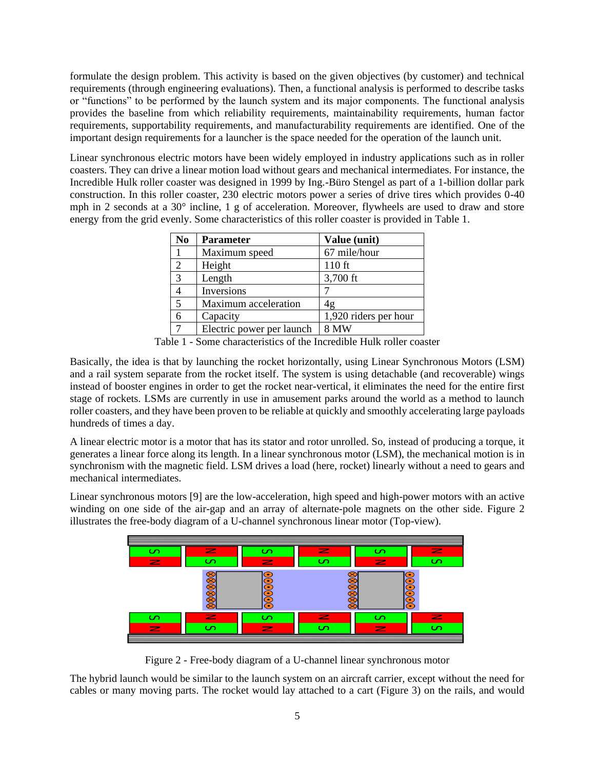formulate the design problem. This activity is based on the given objectives (by customer) and technical requirements (through engineering evaluations). Then, a functional analysis is performed to describe tasks or "functions" to be performed by the launch system and its major components. The functional analysis provides the baseline from which reliability requirements, maintainability requirements, human factor requirements, supportability requirements, and manufacturability requirements are identified. One of the important design requirements for a launcher is the space needed for the operation of the launch unit.

Linear synchronous electric motors have been widely employed in industry applications such as in roller coasters. They can drive a linear motion load without gears and mechanical intermediates. For instance, the Incredible Hulk roller coaster was designed in 1999 by Ing.-Büro Stengel as part of a 1-billion dollar park construction. In this roller coaster, 230 electric motors power a series of drive tires which provides 0-40 mph in 2 seconds at a 30° incline, 1 g of acceleration. Moreover, flywheels are used to draw and store energy from the grid evenly. Some characteristics of this roller coaster is provided in Table 1.

| No | Parameter | Value (unit) |
|---|---|---|
| 1 | Maximum speed | 67 mile/hour |
| 2 | Height | 110 ft |
| 3 | Length | 3,700 ft |
| 4 | Inversions | 7 |
| 5 | Maximum acceleration | 4g |
| 6 | Capacity | 1,920 riders per hour |
| 7 | Electric power per launch | 8 MW |

Table 1 - Some characteristics of the Incredible Hulk roller coaster

Basically, the idea is that by launching the rocket horizontally, using Linear Synchronous Motors (LSM) and a rail system separate from the rocket itself. The system is using detachable (and recoverable) wings instead of booster engines in order to get the rocket near-vertical, it eliminates the need for the entire first stage of rockets. LSMs are currently in use in amusement parks around the world as a method to launch roller coasters, and they have been proven to be reliable at quickly and smoothly accelerating large payloads hundreds of times a day.

A linear electric motor is a motor that has its stator and rotor unrolled. So, instead of producing a torque, it generates a linear force along its length. In a linear synchronous motor (LSM), the mechanical motion is in synchronism with the magnetic field. LSM drives a load (here, rocket) linearly without a need to gears and mechanical intermediates.

Linear synchronous motors [9] are the low-acceleration, high speed and high-power motors with an active winding on one side of the air-gap and an array of alternate-pole magnets on the other side. Figure 2 illustrates the free-body diagram of a U-channel synchronous linear motor (Top-view).

Figure 2 - Free-body diagram of a U-channel linear synchronous motor

The hybrid launch would be similar to the launch system on an aircraft carrier, except without the need for cables or many moving parts. The rocket would lay attached to a cart (Figure 3) on the rails, and would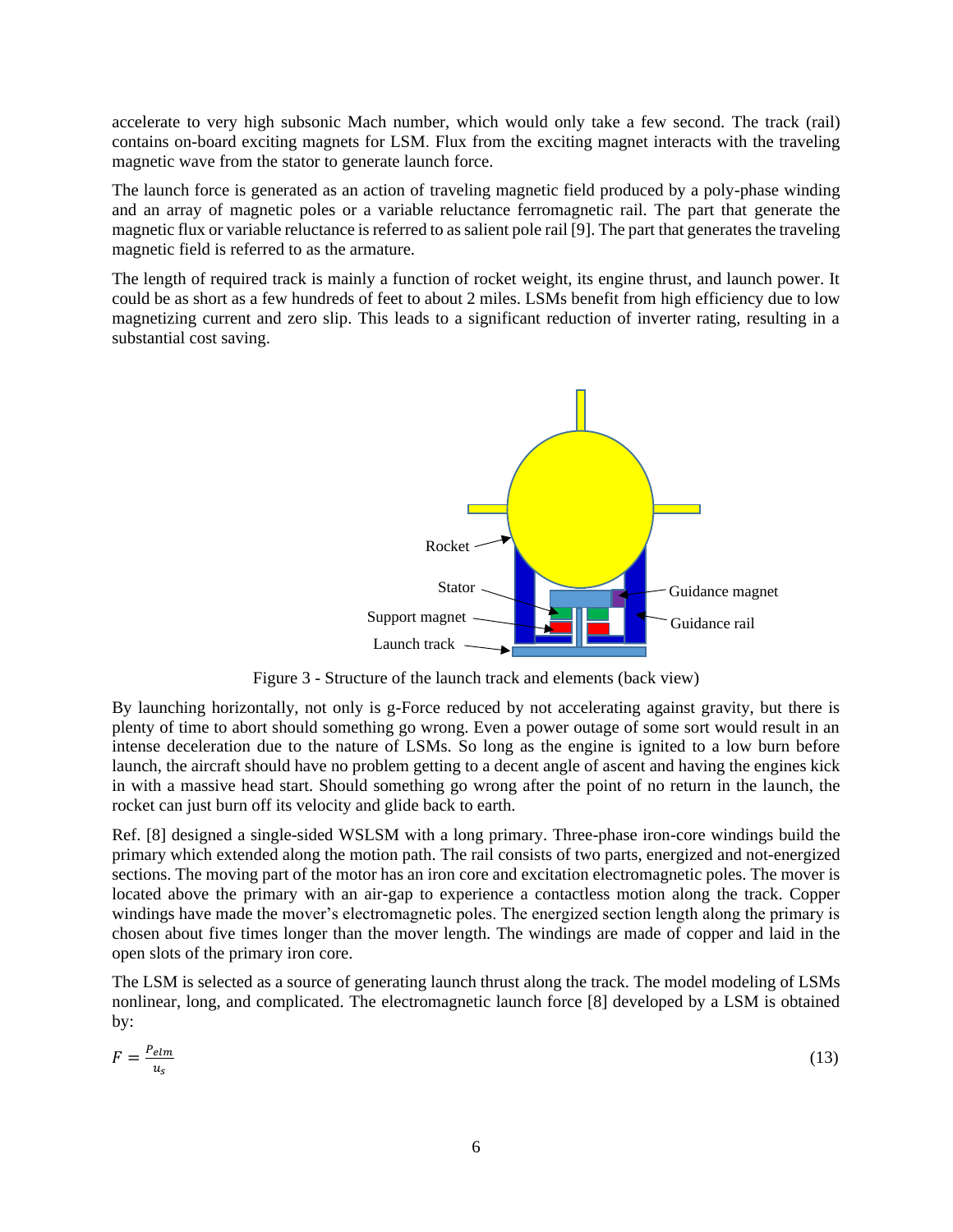accelerate to very high subsonic Mach number, which would only take a few second. The track (rail) contains on-board exciting magnets for LSM. Flux from the exciting magnet interacts with the traveling magnetic wave from the stator to generate launch force.

The launch force is generated as an action of traveling magnetic field produced by a poly-phase winding and an array of magnetic poles or a variable reluctance ferromagnetic rail. The part that generate the magnetic flux or variable reluctance is referred to as salient pole rail [9]. The part that generates the traveling magnetic field is referred to as the armature.

The length of required track is mainly a function of rocket weight, its engine thrust, and launch power. It could be as short as a few hundreds of feet to about 2 miles. LSMs benefit from high efficiency due to low magnetizing current and zero slip. This leads to a significant reduction of inverter rating, resulting in a substantial cost saving.

Figure 3 - Structure of the launch track and elements (back view)

By launching horizontally, not only is g-Force reduced by not accelerating against gravity, but there is plenty of time to abort should something go wrong. Even a power outage of some sort would result in an intense deceleration due to the nature of LSMs. So long as the engine is ignited to a low burn before launch, the aircraft should have no problem getting to a decent angle of ascent and having the engines kick in with a massive head start. Should something go wrong after the point of no return in the launch, the rocket can just burn off its velocity and glide back to earth.

Ref. [8] designed a single-sided WSLSM with a long primary. Three-phase iron-core windings build the primary which extended along the motion path. The rail consists of two parts, energized and not-energized sections. The moving part of the motor has an iron core and excitation electromagnetic poles. The mover is located above the primary with an air-gap to experience a contactless motion along the track. Copper windings have made the mover's electromagnetic poles. The energized section length along the primary is chosen about five times longer than the mover length. The windings are made of copper and laid in the open slots of the primary iron core.

The LSM is selected as a source of generating launch thrust along the track. The model modeling of LSMs nonlinear, long, and complicated. The electromagnetic launch force [8] developed by a LSM is obtained by:

$$F = \frac{P_{elm}}{u_s} \tag{13}$$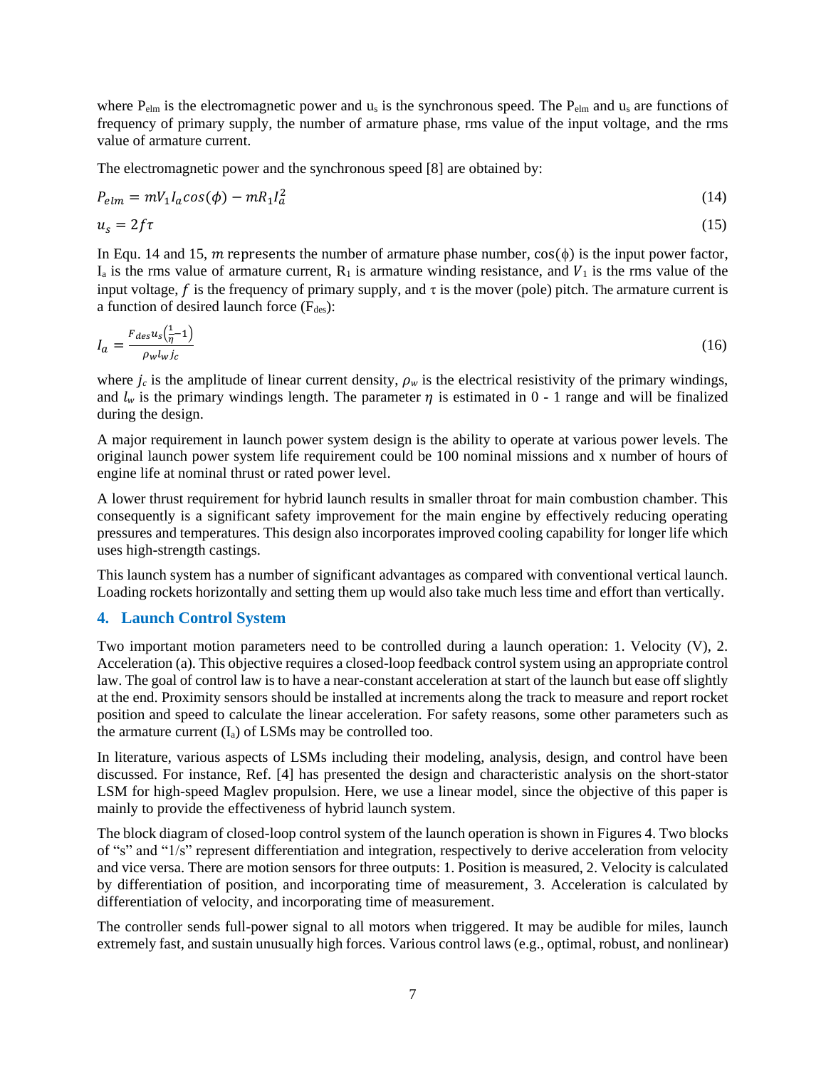where $P_{elm}$ is the electromagnetic power and $u_s$ is the synchronous speed. The $P_{elm}$ and $u_s$ are functions of frequency of primary supply, the number of armature phase, rms value of the input voltage, and the rms value of armature current.

The electromagnetic power and the synchronous speed [8] are obtained by:

$$P_{elm} = mV_1 I_a cos(\phi) - mR_1 I_a^2 \tag{14}$$

$$u_s = 2f\tau \tag{15}$$

In Equ. 14 and 15, $m$ represents the number of armature phase number, $\cos(\phi)$ is the input power factor, $I_a$ is the rms value of armature current, $R_1$ is armature winding resistance, and $V_1$ is the rms value of the input voltage, $f$ is the frequency of primary supply, and $\tau$ is the mover (pole) pitch. The armature current is a function of desired launch force ($F_{des}$):

$$I_a = \frac{F_{des} u_s \left(\frac{1}{\eta} - 1\right)}{\rho_w l_w j_c} \tag{16}$$

where $j_c$ is the amplitude of linear current density, $\rho_w$ is the electrical resistivity of the primary windings, and $l_w$ is the primary windings length. The parameter $\eta$ is estimated in 0 - 1 range and will be finalized during the design.

A major requirement in launch power system design is the ability to operate at various power levels. The original launch power system life requirement could be 100 nominal missions and x number of hours of engine life at nominal thrust or rated power level.

A lower thrust requirement for hybrid launch results in smaller throat for main combustion chamber. This consequently is a significant safety improvement for the main engine by effectively reducing operating pressures and temperatures. This design also incorporates improved cooling capability for longer life which uses high-strength castings.

This launch system has a number of significant advantages as compared with conventional vertical launch. Loading rockets horizontally and setting them up would also take much less time and effort than vertically.

## 4. Launch Control System

Two important motion parameters need to be controlled during a launch operation: 1. Velocity (V), 2. Acceleration (a). This objective requires a closed-loop feedback control system using an appropriate control law. The goal of control law is to have a near-constant acceleration at start of the launch but ease off slightly at the end. Proximity sensors should be installed at increments along the track to measure and report rocket position and speed to calculate the linear acceleration. For safety reasons, some other parameters such as the armature current ($I_a$) of LSMs may be controlled too.

In literature, various aspects of LSMs including their modeling, analysis, design, and control have been discussed. For instance, Ref. [4] has presented the design and characteristic analysis on the short-stator LSM for high-speed Maglev propulsion. Here, we use a linear model, since the objective of this paper is mainly to provide the effectiveness of hybrid launch system.

The block diagram of closed-loop control system of the launch operation is shown in Figures 4. Two blocks of "s" and "1/s" represent differentiation and integration, respectively to derive acceleration from velocity and vice versa. There are motion sensors for three outputs: 1. Position is measured, 2. Velocity is calculated by differentiation of position, and incorporating time of measurement, 3. Acceleration is calculated by differentiation of velocity, and incorporating time of measurement.

The controller sends full-power signal to all motors when triggered. It may be audible for miles, launch extremely fast, and sustain unusually high forces. Various control laws (e.g., optimal, robust, and nonlinear)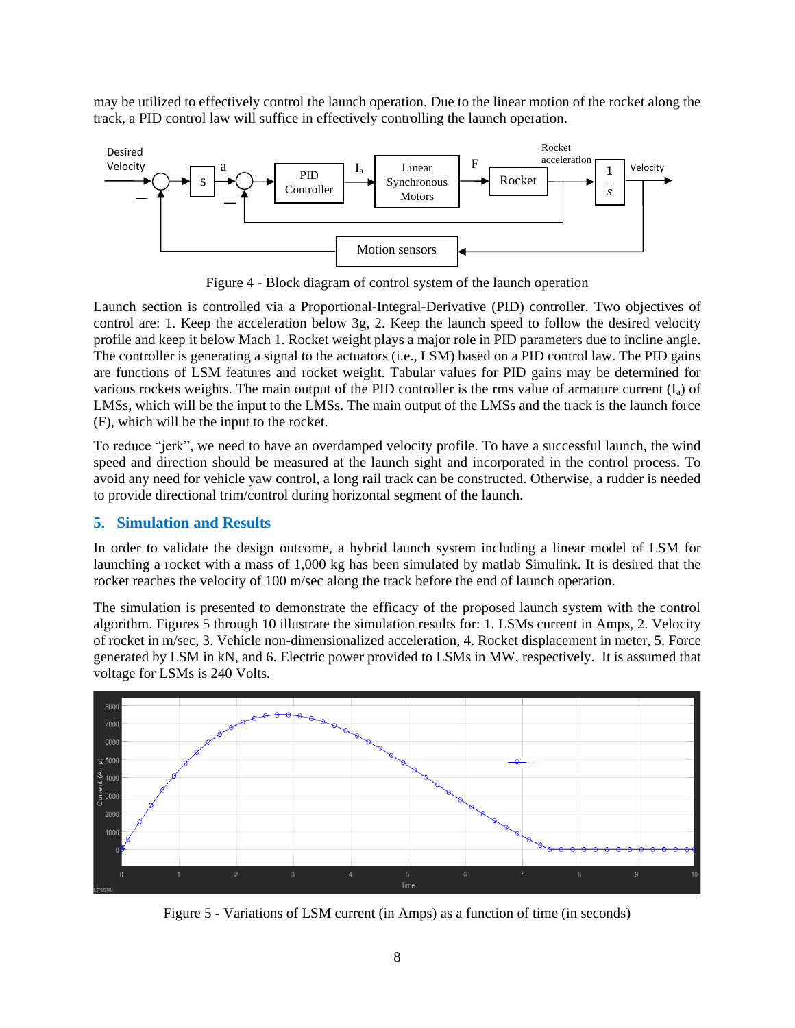may be utilized to effectively control the launch operation. Due to the linear motion of the rocket along the track, a PID control law will suffice in effectively controlling the launch operation.

Figure 4 - Block diagram of control system of the launch operation

Launch section is controlled via a Proportional-Integral-Derivative (PID) controller. Two objectives of control are: 1. Keep the acceleration below 3g, 2. Keep the launch speed to follow the desired velocity profile and keep it below Mach 1. Rocket weight plays a major role in PID parameters due to incline angle. The controller is generating a signal to the actuators (i.e., LSM) based on a PID control law. The PID gains are functions of LSM features and rocket weight. Tabular values for PID gains may be determined for various rockets weights. The main output of the PID controller is the rms value of armature current ($I_a$) of LMSs, which will be the input to the LMSs. The main output of the LMSs and the track is the launch force (F), which will be the input to the rocket.

To reduce "jerk", we need to have an overdamped velocity profile. To have a successful launch, the wind speed and direction should be measured at the launch sight and incorporated in the control process. To avoid any need for vehicle yaw control, a long rail track can be constructed. Otherwise, a rudder is needed to provide directional trim/control during horizontal segment of the launch.

## 5. Simulation and Results

In order to validate the design outcome, a hybrid launch system including a linear model of LSM for launching a rocket with a mass of 1,000 kg has been simulated by matlab Simulink. It is desired that the rocket reaches the velocity of 100 m/sec along the track before the end of launch operation.

The simulation is presented to demonstrate the efficacy of the proposed launch system with the control algorithm. Figures 5 through 10 illustrate the simulation results for: 1. LSMs current in Amps, 2. Velocity of rocket in m/sec, 3. Vehicle non-dimensionalized acceleration, 4. Rocket displacement in meter, 5. Force generated by LSM in kN, and 6. Electric power provided to LSMs in MW, respectively. It is assumed that voltage for LSMs is 240 Volts.

Figure 5 - Variations of LSM current (in Amps) as a function of time (in seconds)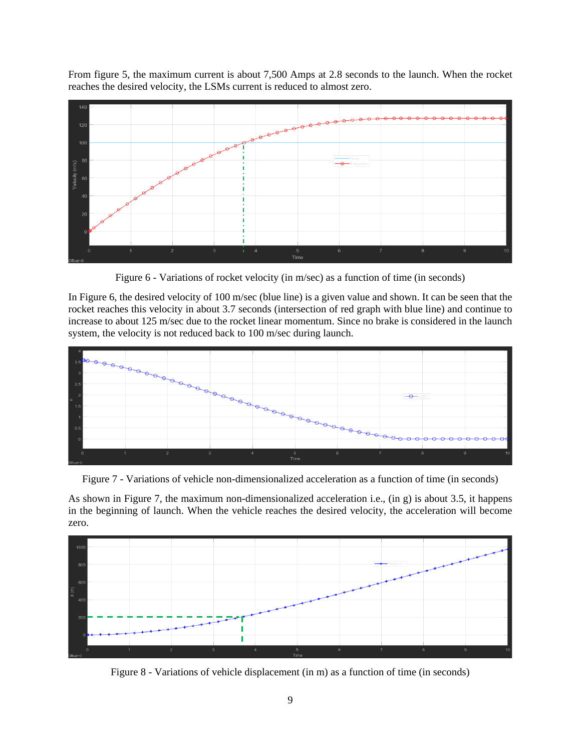From figure 5, the maximum current is about 7,500 Amps at 2.8 seconds to the launch. When the rocket reaches the desired velocity, the LSMs current is reduced to almost zero.

Figure 6 - Variations of rocket velocity (in m/sec) as a function of time (in seconds)

In Figure 6, the desired velocity of 100 m/sec (blue line) is a given value and shown. It can be seen that the rocket reaches this velocity in about 3.7 seconds (intersection of red graph with blue line) and continue to increase to about 125 m/sec due to the rocket linear momentum. Since no brake is considered in the launch system, the velocity is not reduced back to 100 m/sec during launch.

Figure 7 - Variations of vehicle non-dimensionalized acceleration as a function of time (in seconds)

As shown in Figure 7, the maximum non-dimensionalized acceleration i.e., (in g) is about 3.5, it happens in the beginning of launch. When the vehicle reaches the desired velocity, the acceleration will become zero.

Figure 8 - Variations of vehicle displacement (in m) as a function of time (in seconds)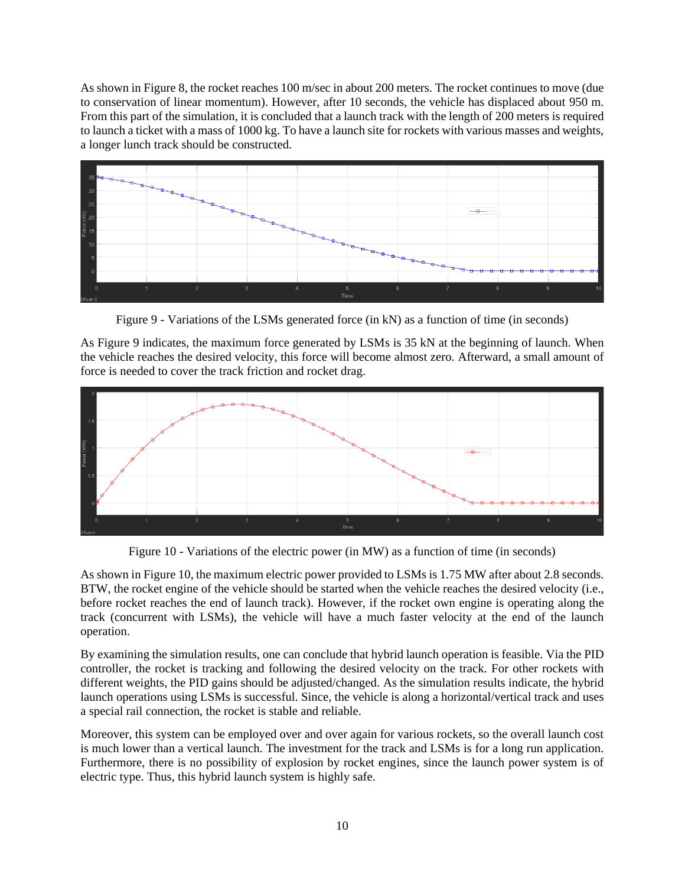As shown in Figure 8, the rocket reaches 100 m/sec in about 200 meters. The rocket continues to move (due to conservation of linear momentum). However, after 10 seconds, the vehicle has displaced about 950 m. From this part of the simulation, it is concluded that a launch track with the length of 200 meters is required to launch a ticket with a mass of 1000 kg. To have a launch site for rockets with various masses and weights, a longer lunch track should be constructed.

Figure 9 - Variations of the LSMs generated force (in kN) as a function of time (in seconds)

As Figure 9 indicates, the maximum force generated by LSMs is 35 kN at the beginning of launch. When the vehicle reaches the desired velocity, this force will become almost zero. Afterward, a small amount of force is needed to cover the track friction and rocket drag.

Figure 10 - Variations of the electric power (in MW) as a function of time (in seconds)

As shown in Figure 10, the maximum electric power provided to LSMs is 1.75 MW after about 2.8 seconds. BTW, the rocket engine of the vehicle should be started when the vehicle reaches the desired velocity (i.e., before rocket reaches the end of launch track). However, if the rocket own engine is operating along the track (concurrent with LSMs), the vehicle will have a much faster velocity at the end of the launch operation.

By examining the simulation results, one can conclude that hybrid launch operation is feasible. Via the PID controller, the rocket is tracking and following the desired velocity on the track. For other rockets with different weights, the PID gains should be adjusted/changed. As the simulation results indicate, the hybrid launch operations using LSMs is successful. Since, the vehicle is along a horizontal/vertical track and uses a special rail connection, the rocket is stable and reliable.

Moreover, this system can be employed over and over again for various rockets, so the overall launch cost is much lower than a vertical launch. The investment for the track and LSMs is for a long run application. Furthermore, there is no possibility of explosion by rocket engines, since the launch power system is of electric type. Thus, this hybrid launch system is highly safe.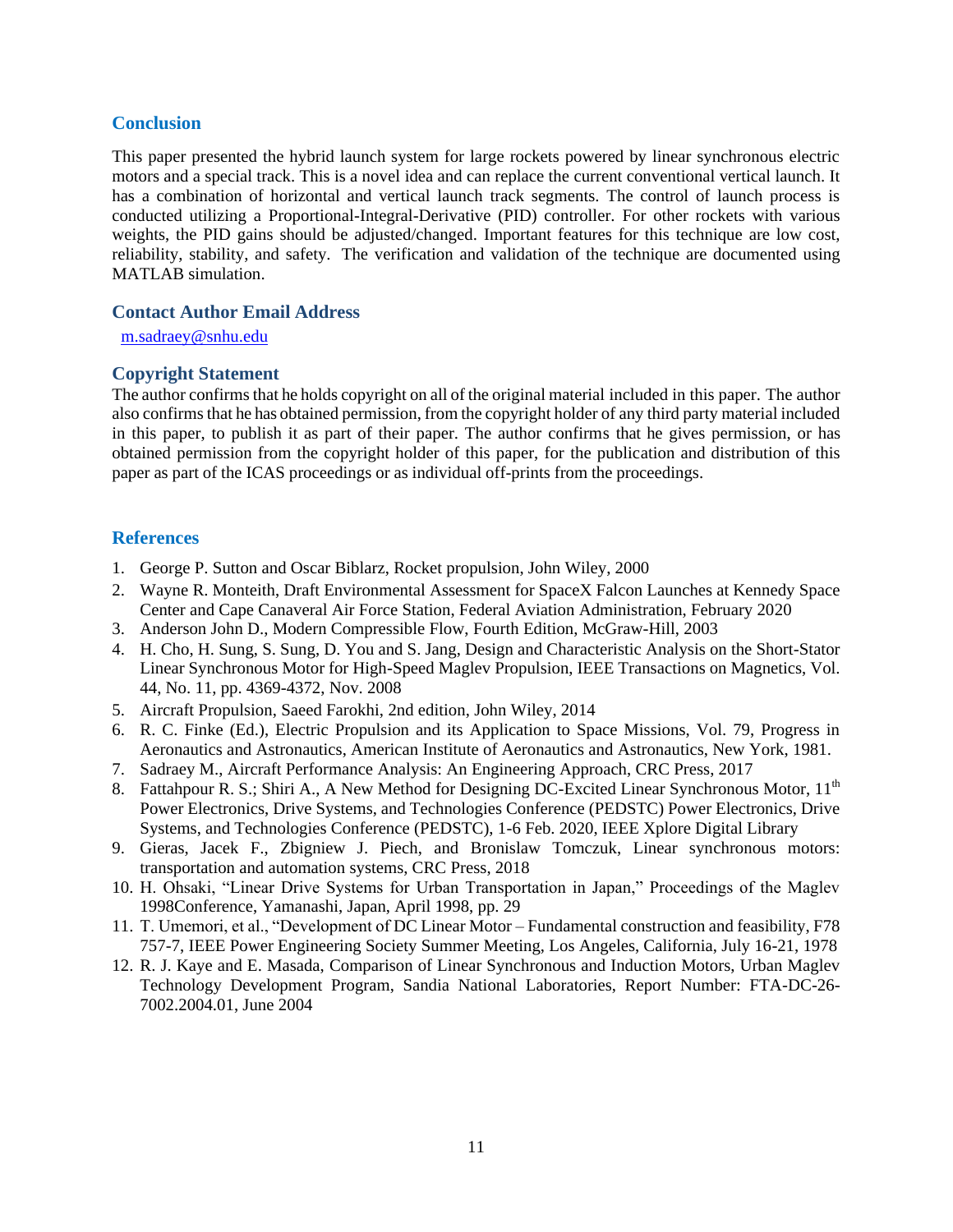## Conclusion

This paper presented the hybrid launch system for large rockets powered by linear synchronous electric motors and a special track. This is a novel idea and can replace the current conventional vertical launch. It has a combination of horizontal and vertical launch track segments. The control of launch process is conducted utilizing a Proportional-Integral-Derivative (PID) controller. For other rockets with various weights, the PID gains should be adjusted/changed. Important features for this technique are low cost, reliability, stability, and safety. The verification and validation of the technique are documented using MATLAB simulation.

## Contact Author Email Address

m.sadraey@snhu.edu

## Copyright Statement

The author confirms that he holds copyright on all of the original material included in this paper. The author also confirms that he has obtained permission, from the copyright holder of any third party material included in this paper, to publish it as part of their paper. The author confirms that he gives permission, or has obtained permission from the copyright holder of this paper, for the publication and distribution of this paper as part of the ICAS proceedings or as individual off-prints from the proceedings.

## References

1. George P. Sutton and Oscar Biblarz, Rocket propulsion, John Wiley, 2000
2. Wayne R. Monteith, Draft Environmental Assessment for SpaceX Falcon Launches at Kennedy Space Center and Cape Canaveral Air Force Station, Federal Aviation Administration, February 2020
3. Anderson John D., Modern Compressible Flow, Fourth Edition, McGraw-Hill, 2003
4. H. Cho, H. Sung, S. Sung, D. You and S. Jang, Design and Characteristic Analysis on the Short-Stator Linear Synchronous Motor for High-Speed Maglev Propulsion, IEEE Transactions on Magnetics, Vol. 44, No. 11, pp. 4369-4372, Nov. 2008
5. Aircraft Propulsion, Saeed Farokhi, 2nd edition, John Wiley, 2014
6. R. C. Finke (Ed.), Electric Propulsion and its Application to Space Missions, Vol. 79, Progress in Aeronautics and Astronautics, American Institute of Aeronautics and Astronautics, New York, 1981.
7. Sadraey M., Aircraft Performance Analysis: An Engineering Approach, CRC Press, 2017
8. Fattahpour R. S.; Shiri A., A New Method for Designing DC-Excited Linear Synchronous Motor, 11th Power Electronics, Drive Systems, and Technologies Conference (PEDSTC) Power Electronics, Drive Systems, and Technologies Conference (PEDSTC), 1-6 Feb. 2020, IEEE Xplore Digital Library
9. Gieras, Jacek F., Zbigniew J. Piech, and Bronislaw Tomczuk, Linear synchronous motors: transportation and automation systems, CRC Press, 2018
10. H. Ohsaki, "Linear Drive Systems for Urban Transportation in Japan," Proceedings of the Maglev 1998Conference, Yamanashi, Japan, April 1998, pp. 29
11. T. Umemori, et al., "Development of DC Linear Motor – Fundamental construction and feasibility, F78 757-7, IEEE Power Engineering Society Summer Meeting, Los Angeles, California, July 16-21, 1978
12. R. J. Kaye and E. Masada, Comparison of Linear Synchronous and Induction Motors, Urban Maglev Technology Development Program, Sandia National Laboratories, Report Number: FTA-DC-26-7002.2004.01, June 2004